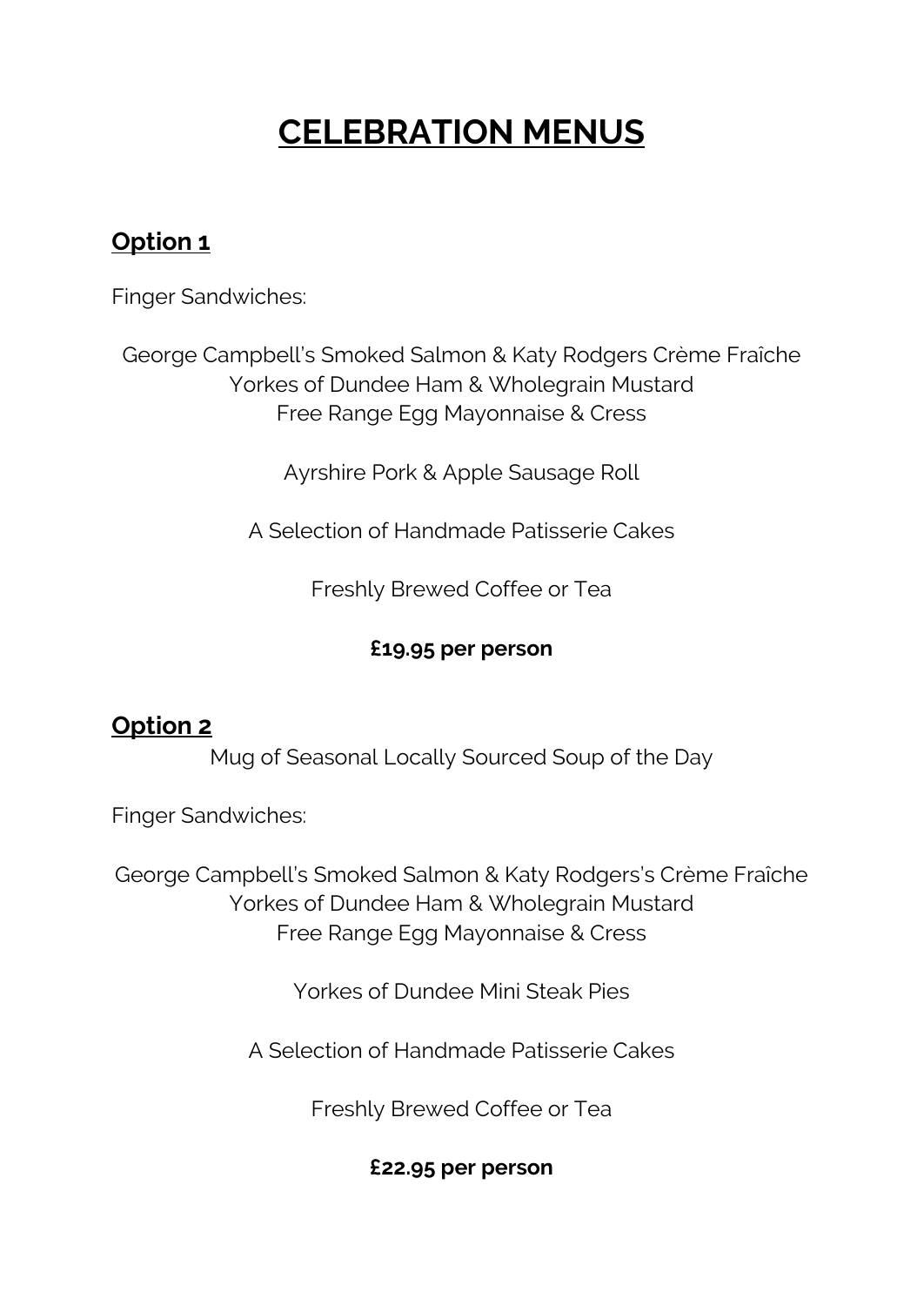# CELEBRATION MENUS

## Option 1

Finger Sandwiches:

George Campbell's Smoked Salmon & Katy Rodgers Crème Fraîche
Yorkes of Dundee Ham & Wholegrain Mustard
Free Range Egg Mayonnaise & Cress

Ayrshire Pork & Apple Sausage Roll

A Selection of Handmade Patisserie Cakes

Freshly Brewed Coffee or Tea

**£19.95 per person**

## Option 2

Mug of Seasonal Locally Sourced Soup of the Day

Finger Sandwiches:

George Campbell's Smoked Salmon & Katy Rodgers's Crème Fraîche
Yorkes of Dundee Ham & Wholegrain Mustard
Free Range Egg Mayonnaise & Cress

Yorkes of Dundee Mini Steak Pies

A Selection of Handmade Patisserie Cakes

Freshly Brewed Coffee or Tea

**£22.95 per person**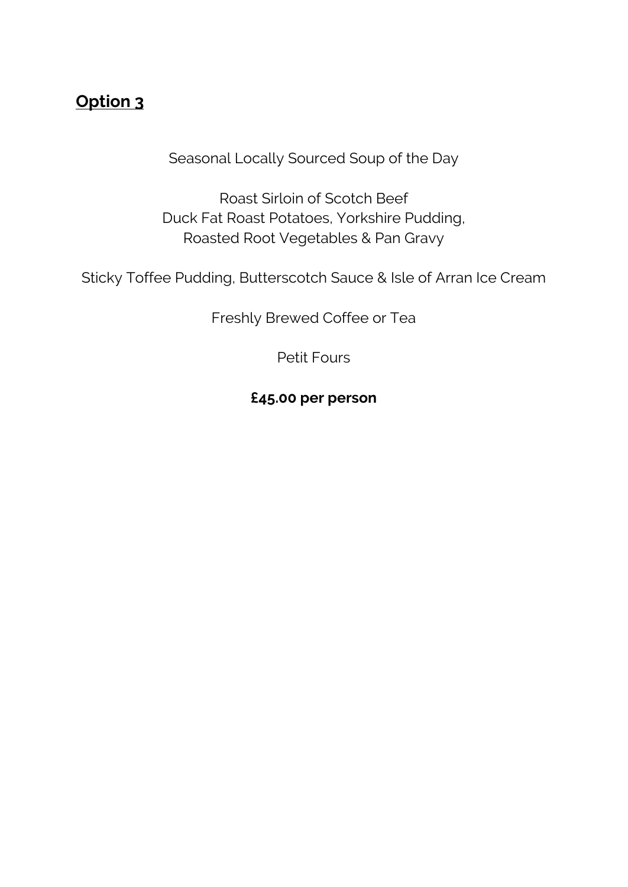## **Option 3**

Seasonal Locally Sourced Soup of the Day

Roast Sirloin of Scotch Beef
Duck Fat Roast Potatoes, Yorkshire Pudding,
Roasted Root Vegetables & Pan Gravy

Sticky Toffee Pudding, Butterscotch Sauce & Isle of Arran Ice Cream

Freshly Brewed Coffee or Tea

Petit Fours

**£45.00 per person**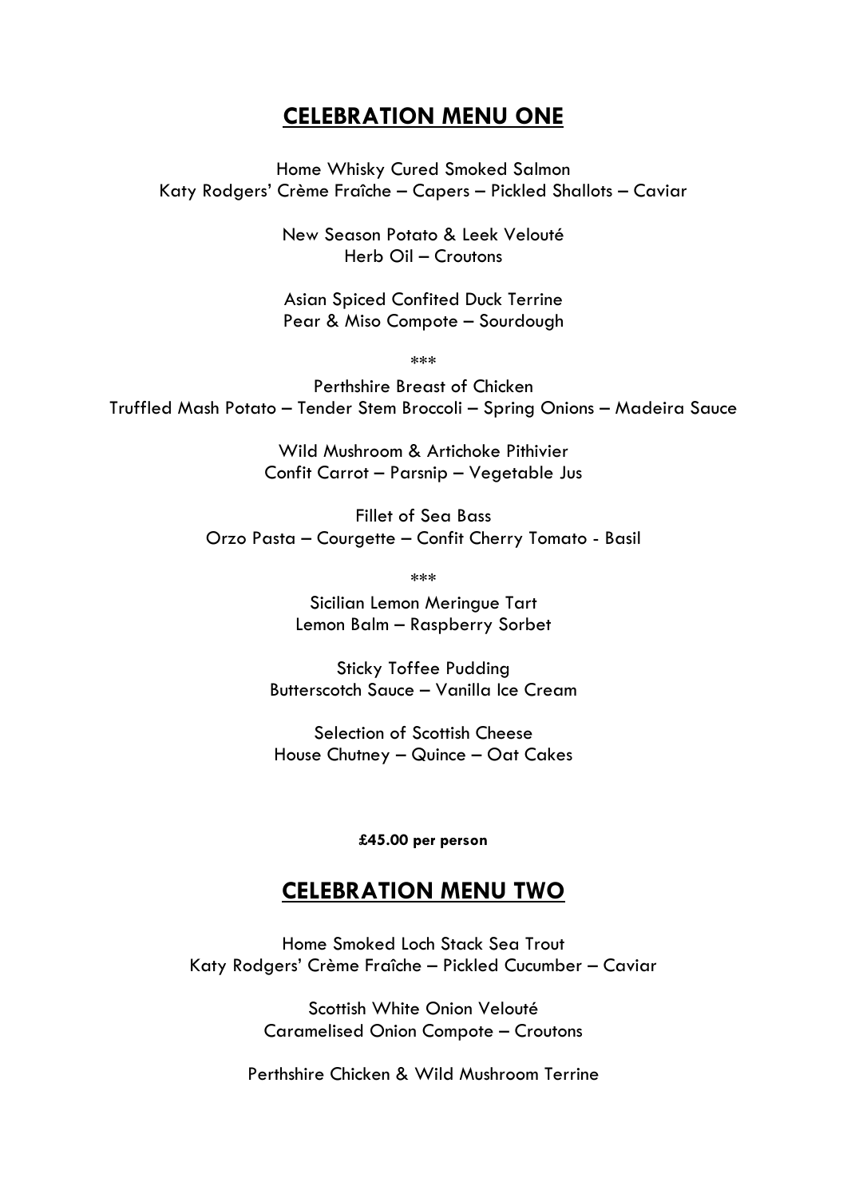## CELEBRATION MENU ONE

Home Whisky Cured Smoked Salmon
Katy Rodgers' Crème Fraîche – Capers – Pickled Shallots – Caviar

New Season Potato & Leek Velouté
Herb Oil – Croutons

Asian Spiced Confited Duck Terrine
Pear & Miso Compote – Sourdough

***

Perthshire Breast of Chicken
Truffled Mash Potato – Tender Stem Broccoli – Spring Onions – Madeira Sauce

Wild Mushroom & Artichoke Pithivier
Confit Carrot – Parsnip – Vegetable Jus

Fillet of Sea Bass
Orzo Pasta – Courgette – Confit Cherry Tomato - Basil

***

Sicilian Lemon Meringue Tart
Lemon Balm – Raspberry Sorbet

Sticky Toffee Pudding
Butterscotch Sauce – Vanilla Ice Cream

Selection of Scottish Cheese
House Chutney – Quince – Oat Cakes

**£45.00 per person**

## CELEBRATION MENU TWO

Home Smoked Loch Stack Sea Trout
Katy Rodgers' Crème Fraîche – Pickled Cucumber – Caviar

Scottish White Onion Velouté
Caramelised Onion Compote – Croutons

Perthshire Chicken & Wild Mushroom Terrine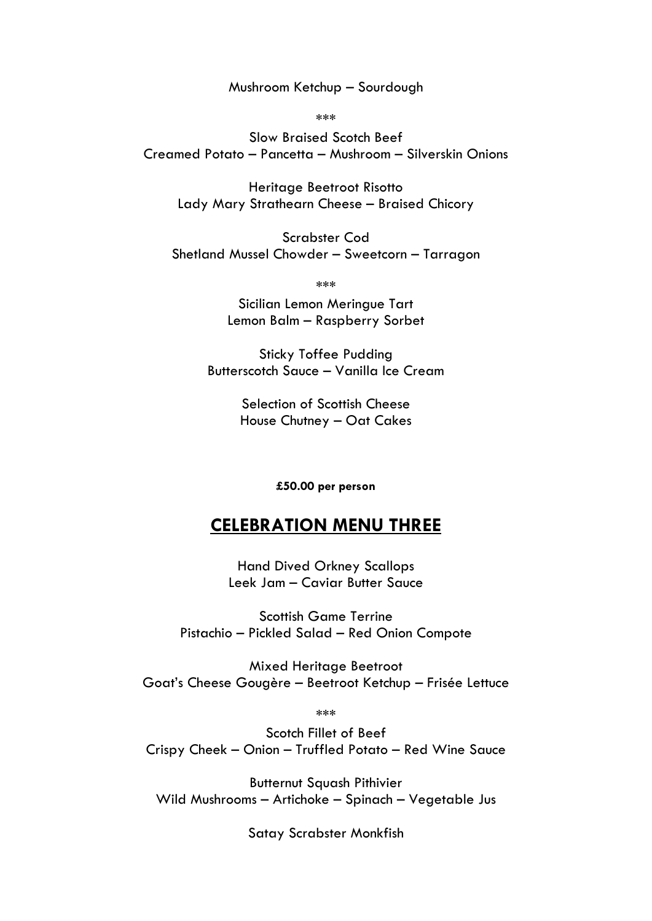Mushroom Ketchup – Sourdough

\*\*\*

Slow Braised Scotch Beef
Creamed Potato – Pancetta – Mushroom – Silverskin Onions

Heritage Beetroot Risotto
Lady Mary Strathearn Cheese – Braised Chicory

Scrabster Cod
Shetland Mussel Chowder – Sweetcorn – Tarragon

\*\*\*

Sicilian Lemon Meringue Tart
Lemon Balm – Raspberry Sorbet

Sticky Toffee Pudding
Butterscotch Sauce – Vanilla Ice Cream

Selection of Scottish Cheese
House Chutney – Oat Cakes

**£50.00 per person**

## CELEBRATION MENU THREE

Hand Dived Orkney Scallops
Leek Jam – Caviar Butter Sauce

Scottish Game Terrine
Pistachio – Pickled Salad – Red Onion Compote

Mixed Heritage Beetroot
Goat's Cheese Gougère – Beetroot Ketchup – Frisée Lettuce

\*\*\*

Scotch Fillet of Beef
Crispy Cheek – Onion – Truffled Potato – Red Wine Sauce

Butternut Squash Pithivier
Wild Mushrooms – Artichoke – Spinach – Vegetable Jus

Satay Scrabster Monkfish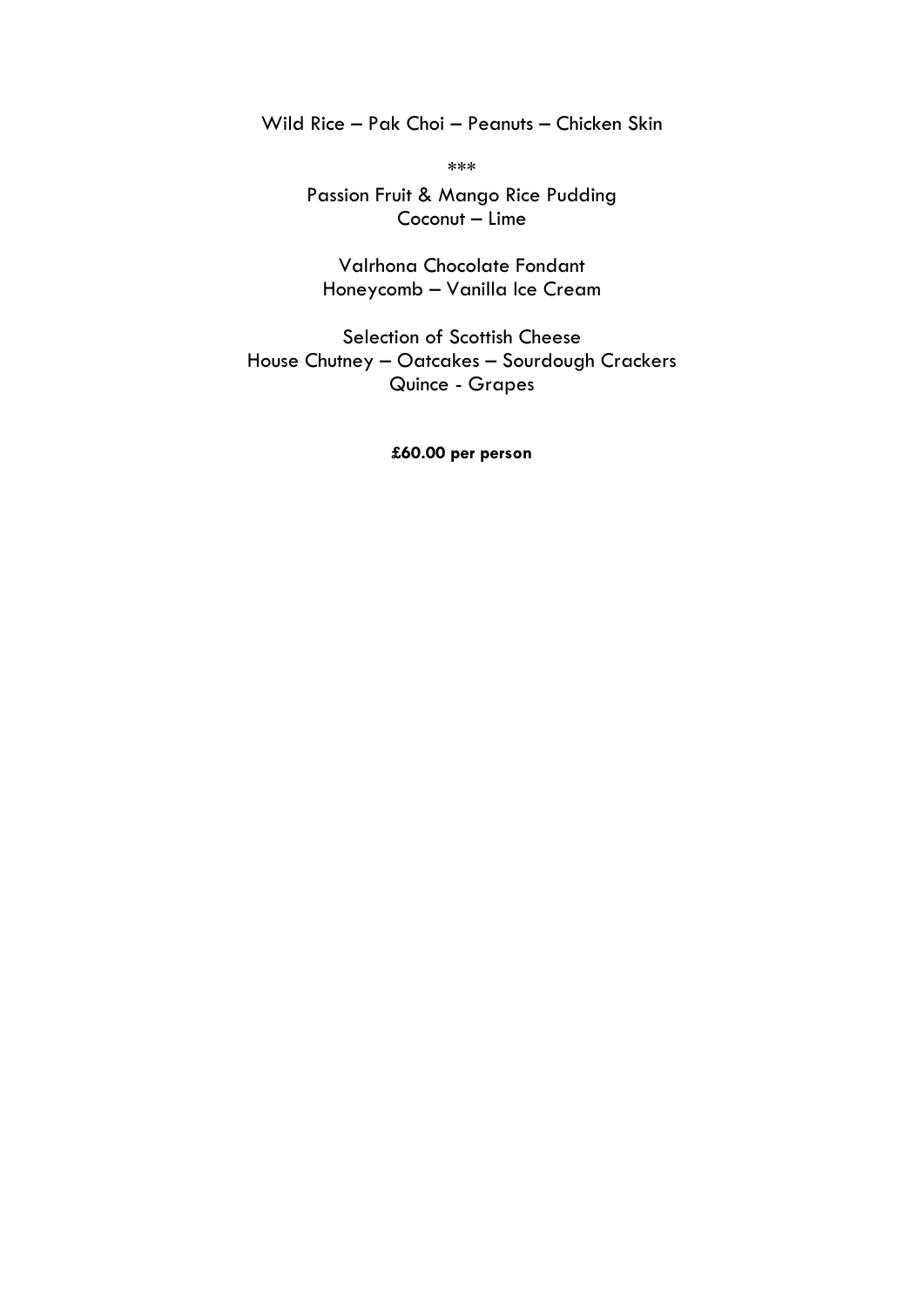Wild Rice – Pak Choi – Peanuts – Chicken Skin

***

Passion Fruit & Mango Rice Pudding
Coconut – Lime

Valrhona Chocolate Fondant
Honeycomb – Vanilla Ice Cream

Selection of Scottish Cheese
House Chutney – Oatcakes – Sourdough Crackers
Quince - Grapes

**£60.00 per person**